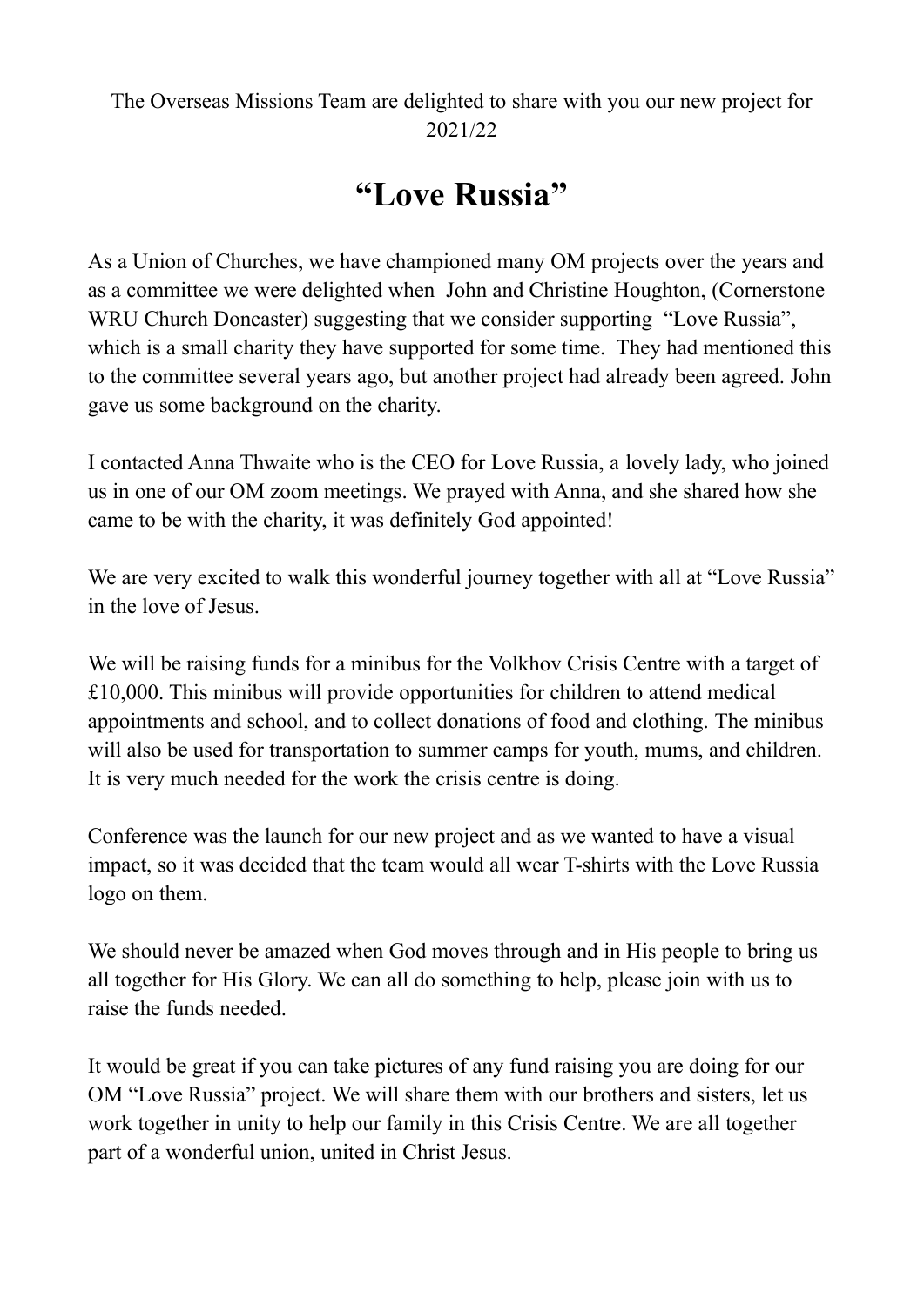The Overseas Missions Team are delighted to share with you our new project for 2021/22

# "Love Russia"

As a Union of Churches, we have championed many OM projects over the years and as a committee we were delighted when John and Christine Houghton, (Cornerstone WRU Church Doncaster) suggesting that we consider supporting "Love Russia", which is a small charity they have supported for some time. They had mentioned this to the committee several years ago, but another project had already been agreed. John gave us some background on the charity.

I contacted Anna Thwaite who is the CEO for Love Russia, a lovely lady, who joined us in one of our OM zoom meetings. We prayed with Anna, and she shared how she came to be with the charity, it was definitely God appointed!

We are very excited to walk this wonderful journey together with all at "Love Russia" in the love of Jesus.

We will be raising funds for a minibus for the Volkhov Crisis Centre with a target of £10,000. This minibus will provide opportunities for children to attend medical appointments and school, and to collect donations of food and clothing. The minibus will also be used for transportation to summer camps for youth, mums, and children. It is very much needed for the work the crisis centre is doing.

Conference was the launch for our new project and as we wanted to have a visual impact, so it was decided that the team would all wear T-shirts with the Love Russia logo on them.

We should never be amazed when God moves through and in His people to bring us all together for His Glory. We can all do something to help, please join with us to raise the funds needed.

It would be great if you can take pictures of any fund raising you are doing for our OM "Love Russia" project. We will share them with our brothers and sisters, let us work together in unity to help our family in this Crisis Centre. We are all together part of a wonderful union, united in Christ Jesus.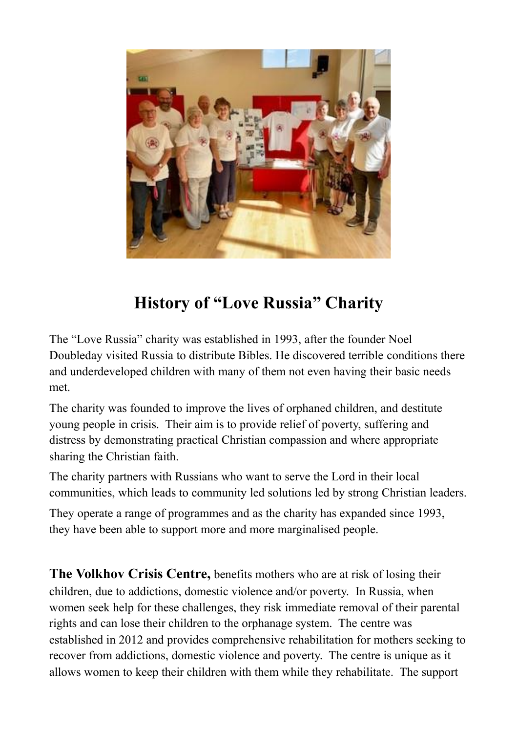# History of "Love Russia" Charity

The "Love Russia" charity was established in 1993, after the founder Noel Doubleday visited Russia to distribute Bibles. He discovered terrible conditions there and underdeveloped children with many of them not even having their basic needs met.

The charity was founded to improve the lives of orphaned children, and destitute young people in crisis. Their aim is to provide relief of poverty, suffering and distress by demonstrating practical Christian compassion and where appropriate sharing the Christian faith.

The charity partners with Russians who want to serve the Lord in their local communities, which leads to community led solutions led by strong Christian leaders.

They operate a range of programmes and as the charity has expanded since 1993, they have been able to support more and more marginalised people.

**The Volkhov Crisis Centre,** benefits mothers who are at risk of losing their children, due to addictions, domestic violence and/or poverty. In Russia, when women seek help for these challenges, they risk immediate removal of their parental rights and can lose their children to the orphanage system. The centre was established in 2012 and provides comprehensive rehabilitation for mothers seeking to recover from addictions, domestic violence and poverty. The centre is unique as it allows women to keep their children with them while they rehabilitate. The support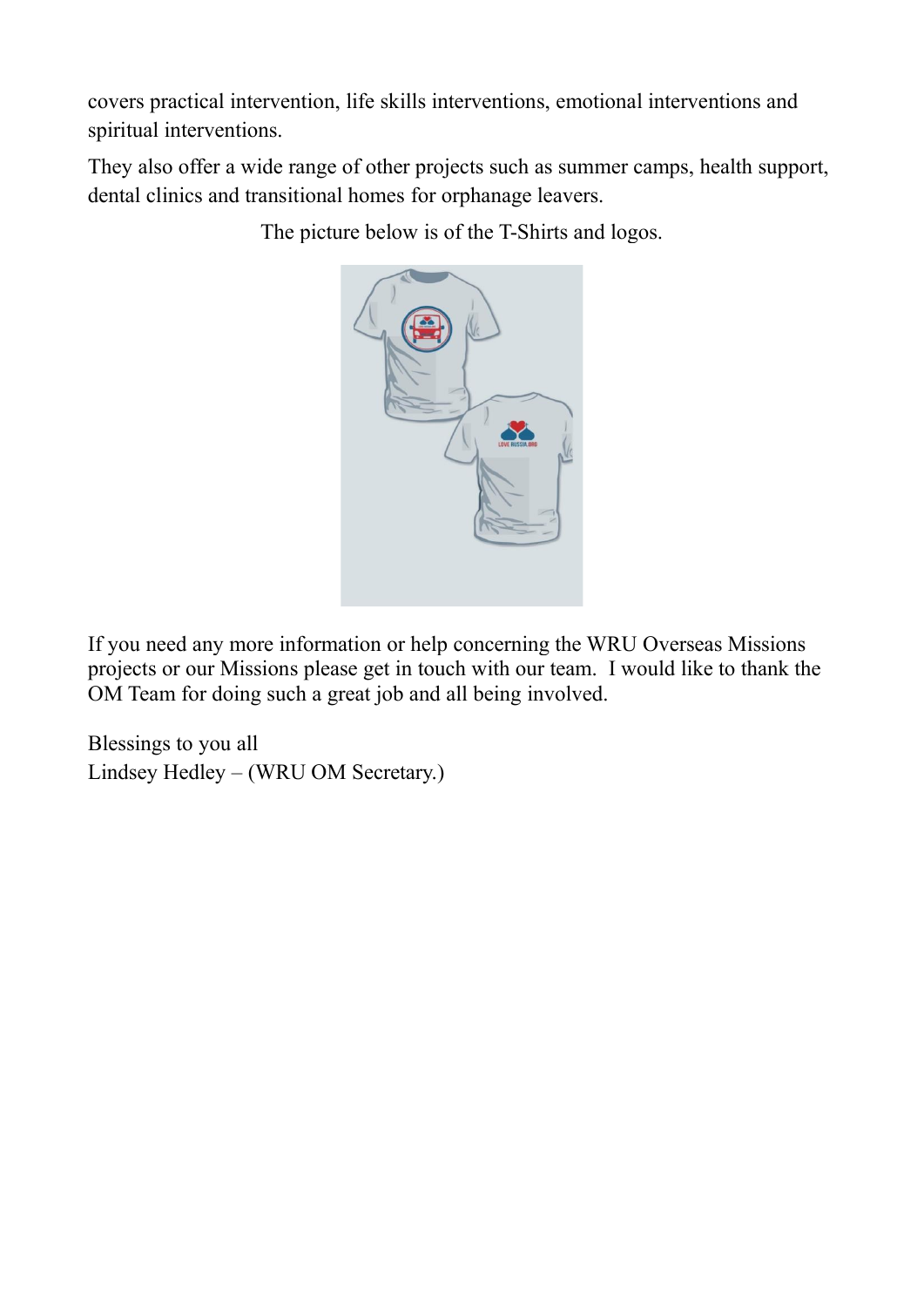covers practical intervention, life skills interventions, emotional interventions and spiritual interventions.

They also offer a wide range of other projects such as summer camps, health support, dental clinics and transitional homes for orphanage leavers.

The picture below is of the T-Shirts and logos.

If you need any more information or help concerning the WRU Overseas Missions projects or our Missions please get in touch with our team. I would like to thank the OM Team for doing such a great job and all being involved.

Blessings to you all
Lindsey Hedley – (WRU OM Secretary.)